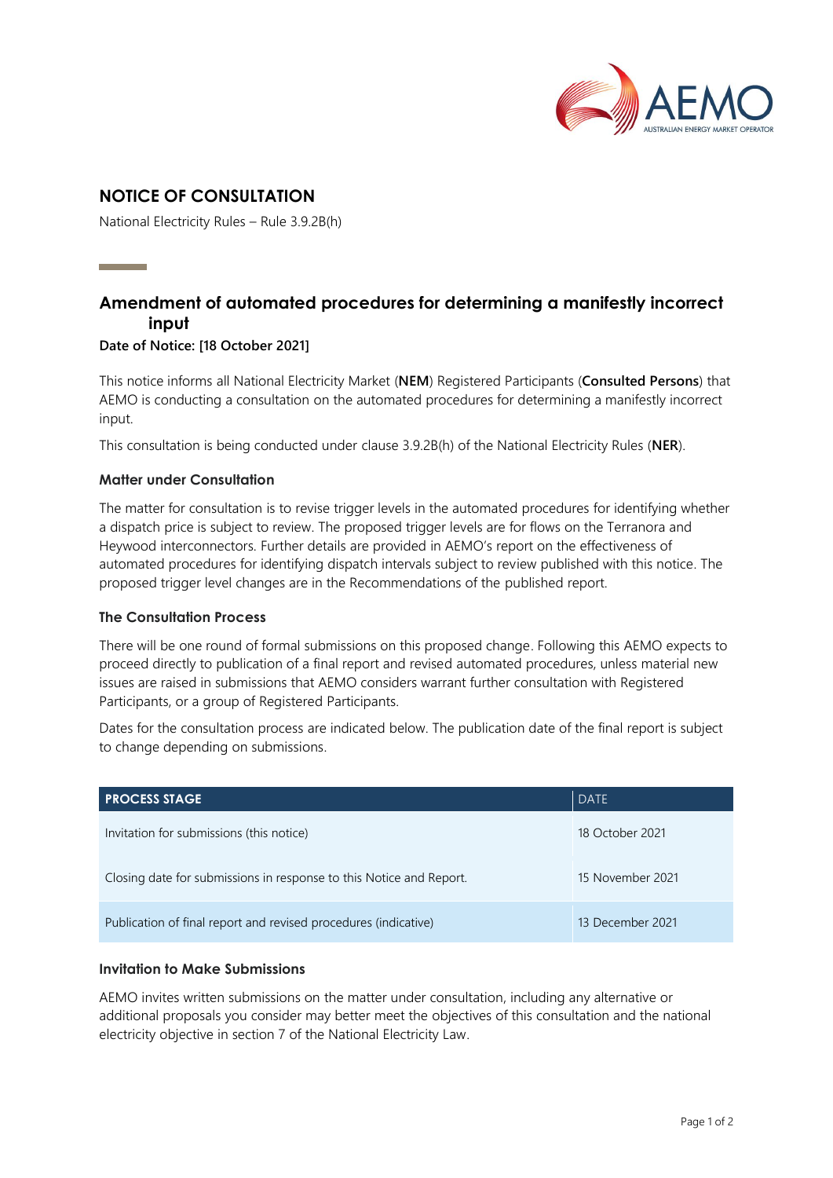# NOTICE OF CONSULTATION

National Electricity Rules – Rule 3.9.2B(h)

## Amendment of automated procedures for determining a manifestly incorrect input

**Date of Notice: [18 October 2021]**

This notice informs all National Electricity Market (**NEM**) Registered Participants (**Consulted Persons**) that AEMO is conducting a consultation on the automated procedures for determining a manifestly incorrect input.

This consultation is being conducted under clause 3.9.2B(h) of the National Electricity Rules (**NER**).

### Matter under Consultation

The matter for consultation is to revise trigger levels in the automated procedures for identifying whether a dispatch price is subject to review. The proposed trigger levels are for flows on the Terranora and Heywood interconnectors. Further details are provided in AEMO's report on the effectiveness of automated procedures for identifying dispatch intervals subject to review published with this notice. The proposed trigger level changes are in the Recommendations of the published report.

### The Consultation Process

There will be one round of formal submissions on this proposed change. Following this AEMO expects to proceed directly to publication of a final report and revised automated procedures, unless material new issues are raised in submissions that AEMO considers warrant further consultation with Registered Participants, or a group of Registered Participants.

Dates for the consultation process are indicated below. The publication date of the final report is subject to change depending on submissions.

| PROCESS STAGE | DATE |
|---|---|
| Invitation for submissions (this notice) | 18 October 2021 |
| Closing date for submissions in response to this Notice and Report. | 15 November 2021 |
| Publication of final report and revised procedures (indicative) | 13 December 2021 |

### Invitation to Make Submissions

AEMO invites written submissions on the matter under consultation, including any alternative or additional proposals you consider may better meet the objectives of this consultation and the national electricity objective in section 7 of the National Electricity Law.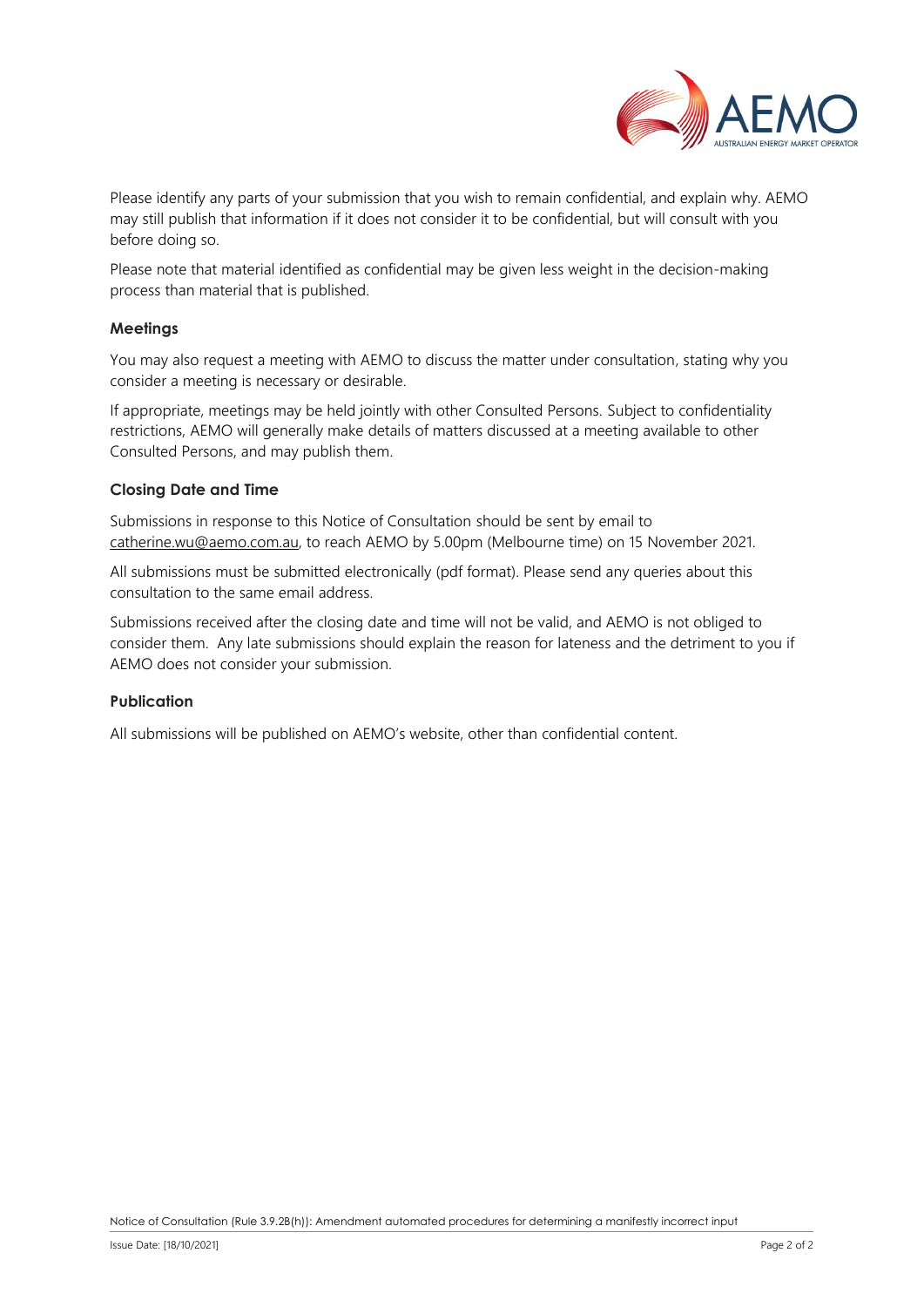Please identify any parts of your submission that you wish to remain confidential, and explain why. AEMO may still publish that information if it does not consider it to be confidential, but will consult with you before doing so.

Please note that material identified as confidential may be given less weight in the decision-making process than material that is published.

### Meetings

You may also request a meeting with AEMO to discuss the matter under consultation, stating why you consider a meeting is necessary or desirable.

If appropriate, meetings may be held jointly with other Consulted Persons. Subject to confidentiality restrictions, AEMO will generally make details of matters discussed at a meeting available to other Consulted Persons, and may publish them.

### Closing Date and Time

Submissions in response to this Notice of Consultation should be sent by email to catherine.wu@aemo.com.au, to reach AEMO by 5.00pm (Melbourne time) on 15 November 2021.

All submissions must be submitted electronically (pdf format). Please send any queries about this consultation to the same email address.

Submissions received after the closing date and time will not be valid, and AEMO is not obliged to consider them. Any late submissions should explain the reason for lateness and the detriment to you if AEMO does not consider your submission.

### Publication

All submissions will be published on AEMO's website, other than confidential content.